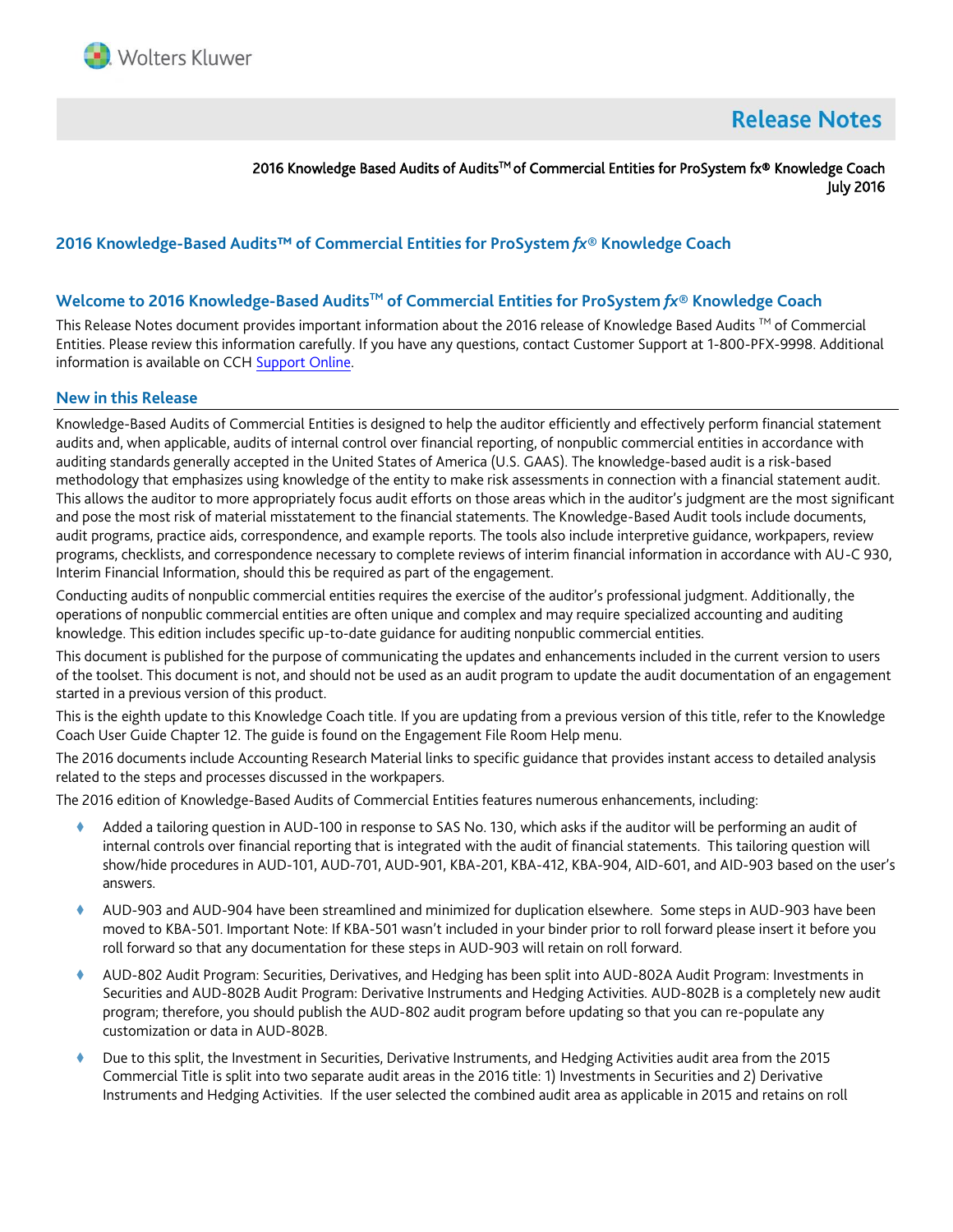# Release Notes

2016 Knowledge Based Audits of Audits™ of Commercial Entities for ProSystem fx® Knowledge Coach
July 2016

## 2016 Knowledge-Based Audits™ of Commercial Entities for ProSystem *fx*® Knowledge Coach

## Welcome to 2016 Knowledge-Based Audits™ of Commercial Entities for ProSystem *fx*® Knowledge Coach

This Release Notes document provides important information about the 2016 release of Knowledge Based Audits ™ of Commercial Entities. Please review this information carefully. If you have any questions, contact Customer Support at 1-800-PFX-9998. Additional information is available on CCH Support Online.

## New in this Release

Knowledge-Based Audits of Commercial Entities is designed to help the auditor efficiently and effectively perform financial statement audits and, when applicable, audits of internal control over financial reporting, of nonpublic commercial entities in accordance with auditing standards generally accepted in the United States of America (U.S. GAAS). The knowledge-based audit is a risk-based methodology that emphasizes using knowledge of the entity to make risk assessments in connection with a financial statement audit. This allows the auditor to more appropriately focus audit efforts on those areas which in the auditor's judgment are the most significant and pose the most risk of material misstatement to the financial statements. The Knowledge-Based Audit tools include documents, audit programs, practice aids, correspondence, and example reports. The tools also include interpretive guidance, workpapers, review programs, checklists, and correspondence necessary to complete reviews of interim financial information in accordance with AU-C 930, Interim Financial Information, should this be required as part of the engagement.

Conducting audits of nonpublic commercial entities requires the exercise of the auditor's professional judgment. Additionally, the operations of nonpublic commercial entities are often unique and complex and may require specialized accounting and auditing knowledge. This edition includes specific up-to-date guidance for auditing nonpublic commercial entities.

This document is published for the purpose of communicating the updates and enhancements included in the current version to users of the toolset. This document is not, and should not be used as an audit program to update the audit documentation of an engagement started in a previous version of this product.

This is the eighth update to this Knowledge Coach title. If you are updating from a previous version of this title, refer to the Knowledge Coach User Guide Chapter 12. The guide is found on the Engagement File Room Help menu.

The 2016 documents include Accounting Research Material links to specific guidance that provides instant access to detailed analysis related to the steps and processes discussed in the workpapers.

The 2016 edition of Knowledge-Based Audits of Commercial Entities features numerous enhancements, including:

- Added a tailoring question in AUD-100 in response to SAS No. 130, which asks if the auditor will be performing an audit of internal controls over financial reporting that is integrated with the audit of financial statements. This tailoring question will show/hide procedures in AUD-101, AUD-701, AUD-901, KBA-201, KBA-412, KBA-904, AID-601, and AID-903 based on the user's answers.
- AUD-903 and AUD-904 have been streamlined and minimized for duplication elsewhere. Some steps in AUD-903 have been moved to KBA-501. Important Note: If KBA-501 wasn't included in your binder prior to roll forward please insert it before you roll forward so that any documentation for these steps in AUD-903 will retain on roll forward.
- AUD-802 Audit Program: Securities, Derivatives, and Hedging has been split into AUD-802A Audit Program: Investments in Securities and AUD-802B Audit Program: Derivative Instruments and Hedging Activities. AUD-802B is a completely new audit program; therefore, you should publish the AUD-802 audit program before updating so that you can re-populate any customization or data in AUD-802B.
- Due to this split, the Investment in Securities, Derivative Instruments, and Hedging Activities audit area from the 2015 Commercial Title is split into two separate audit areas in the 2016 title: 1) Investments in Securities and 2) Derivative Instruments and Hedging Activities. If the user selected the combined audit area as applicable in 2015 and retains on roll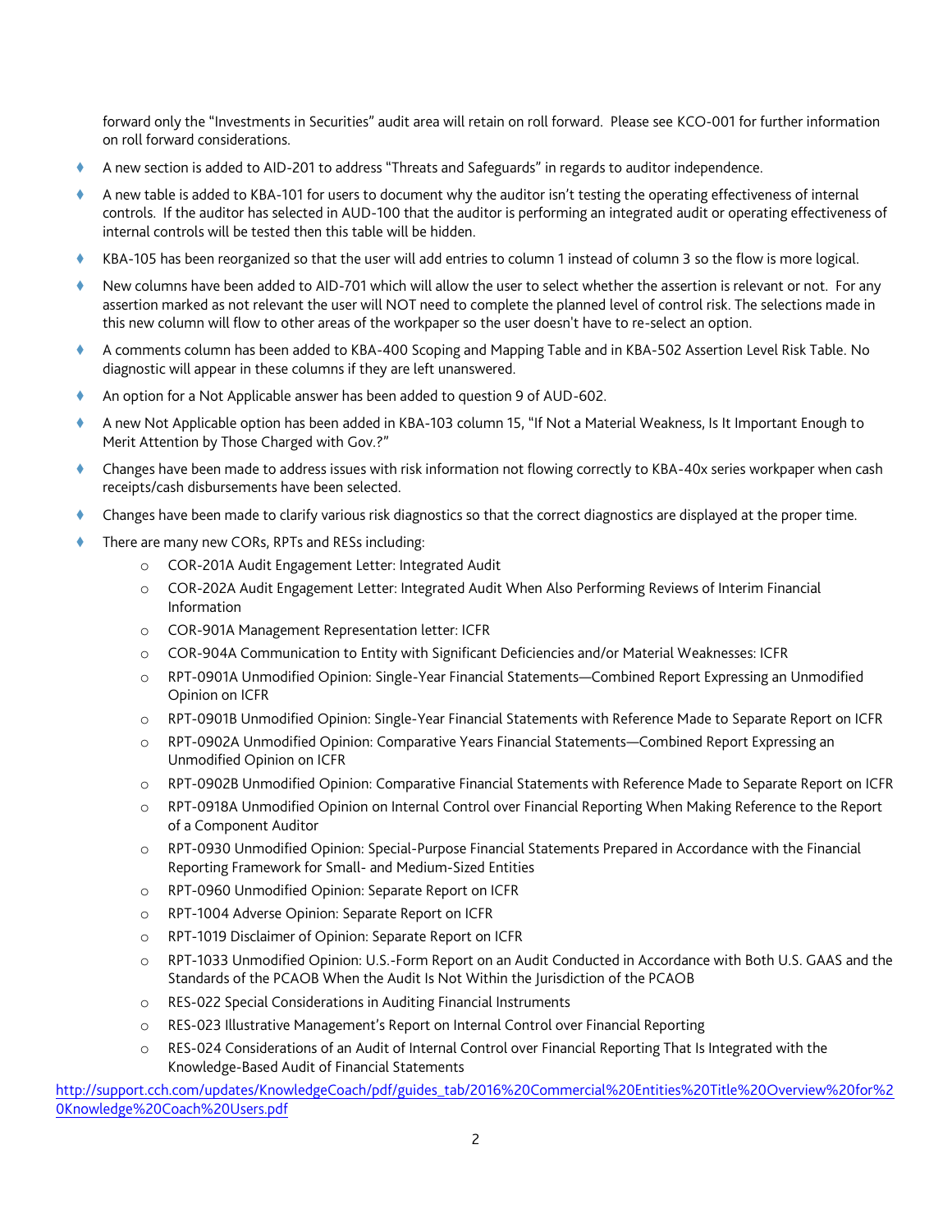forward only the "Investments in Securities" audit area will retain on roll forward. Please see KCO-001 for further information on roll forward considerations.

- A new section is added to AID-201 to address "Threats and Safeguards" in regards to auditor independence.
- A new table is added to KBA-101 for users to document why the auditor isn't testing the operating effectiveness of internal controls. If the auditor has selected in AUD-100 that the auditor is performing an integrated audit or operating effectiveness of internal controls will be tested then this table will be hidden.
- KBA-105 has been reorganized so that the user will add entries to column 1 instead of column 3 so the flow is more logical.
- New columns have been added to AID-701 which will allow the user to select whether the assertion is relevant or not. For any assertion marked as not relevant the user will NOT need to complete the planned level of control risk. The selections made in this new column will flow to other areas of the workpaper so the user doesn't have to re-select an option.
- A comments column has been added to KBA-400 Scoping and Mapping Table and in KBA-502 Assertion Level Risk Table. No diagnostic will appear in these columns if they are left unanswered.
- An option for a Not Applicable answer has been added to question 9 of AUD-602.
- A new Not Applicable option has been added in KBA-103 column 15, "If Not a Material Weakness, Is It Important Enough to Merit Attention by Those Charged with Gov.?"
- Changes have been made to address issues with risk information not flowing correctly to KBA-40x series workpaper when cash receipts/cash disbursements have been selected.
- Changes have been made to clarify various risk diagnostics so that the correct diagnostics are displayed at the proper time.
- There are many new CORs, RPTs and RESs including:
  - COR-201A Audit Engagement Letter: Integrated Audit
  - COR-202A Audit Engagement Letter: Integrated Audit When Also Performing Reviews of Interim Financial Information
  - COR-901A Management Representation letter: ICFR
  - COR-904A Communication to Entity with Significant Deficiencies and/or Material Weaknesses: ICFR
  - RPT-0901A Unmodified Opinion: Single-Year Financial Statements—Combined Report Expressing an Unmodified Opinion on ICFR
  - RPT-0901B Unmodified Opinion: Single-Year Financial Statements with Reference Made to Separate Report on ICFR
  - RPT-0902A Unmodified Opinion: Comparative Years Financial Statements—Combined Report Expressing an Unmodified Opinion on ICFR
  - RPT-0902B Unmodified Opinion: Comparative Financial Statements with Reference Made to Separate Report on ICFR
  - RPT-0918A Unmodified Opinion on Internal Control over Financial Reporting When Making Reference to the Report of a Component Auditor
  - RPT-0930 Unmodified Opinion: Special-Purpose Financial Statements Prepared in Accordance with the Financial Reporting Framework for Small- and Medium-Sized Entities
  - RPT-0960 Unmodified Opinion: Separate Report on ICFR
  - RPT-1004 Adverse Opinion: Separate Report on ICFR
  - RPT-1019 Disclaimer of Opinion: Separate Report on ICFR
  - RPT-1033 Unmodified Opinion: U.S.-Form Report on an Audit Conducted in Accordance with Both U.S. GAAS and the Standards of the PCAOB When the Audit Is Not Within the Jurisdiction of the PCAOB
  - RES-022 Special Considerations in Auditing Financial Instruments
  - RES-023 Illustrative Management's Report on Internal Control over Financial Reporting
  - RES-024 Considerations of an Audit of Internal Control over Financial Reporting That Is Integrated with the Knowledge-Based Audit of Financial Statements

http://support.cch.com/updates/KnowledgeCoach/pdf/guides_tab/2016%20Commercial%20Entities%20Title%20Overview%20for%20Knowledge%20Coach%20Users.pdf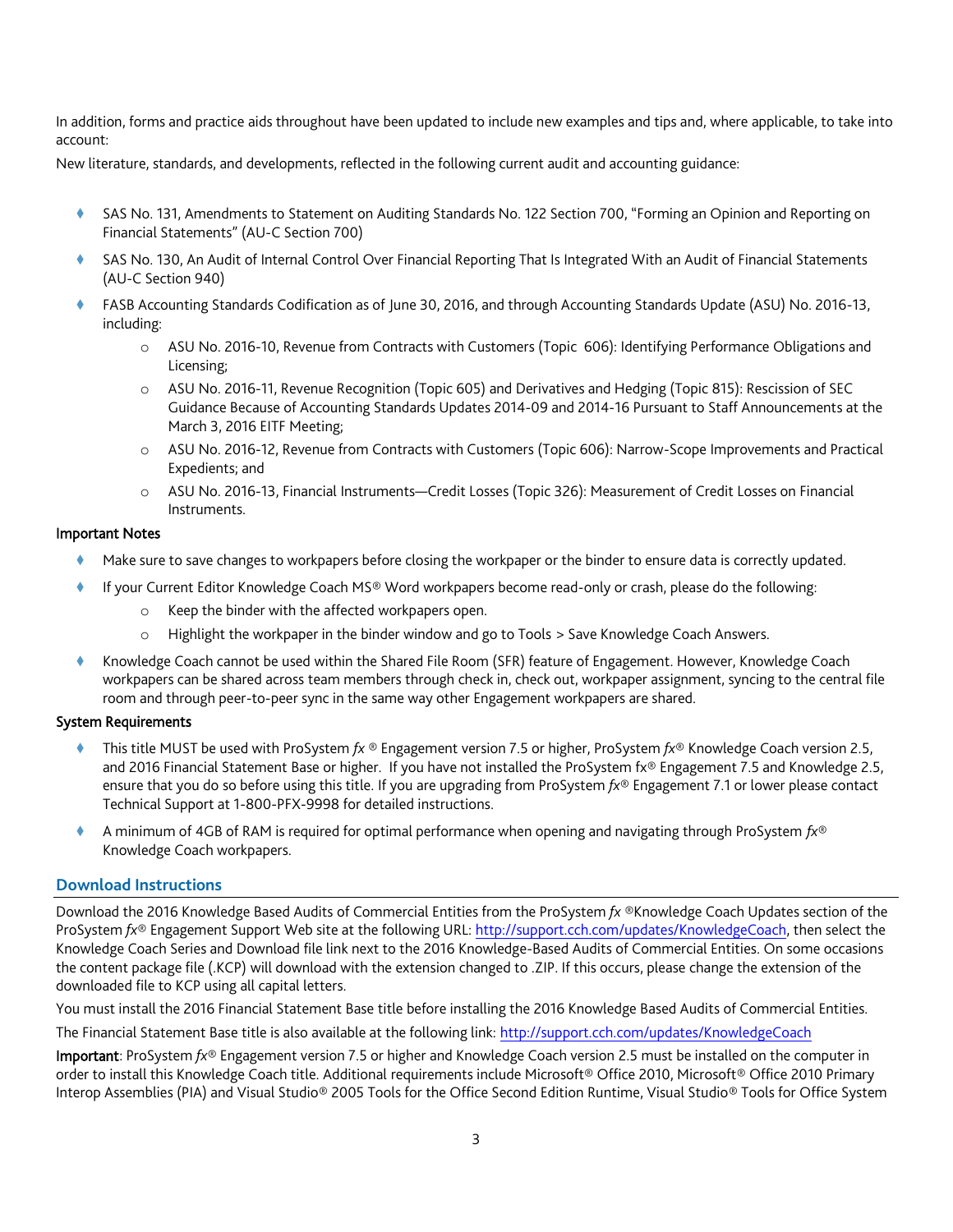In addition, forms and practice aids throughout have been updated to include new examples and tips and, where applicable, to take into account:

New literature, standards, and developments, reflected in the following current audit and accounting guidance:

- SAS No. 131, Amendments to Statement on Auditing Standards No. 122 Section 700, "Forming an Opinion and Reporting on Financial Statements" (AU-C Section 700)
- SAS No. 130, An Audit of Internal Control Over Financial Reporting That Is Integrated With an Audit of Financial Statements (AU-C Section 940)
- FASB Accounting Standards Codification as of June 30, 2016, and through Accounting Standards Update (ASU) No. 2016-13, including:
  - ASU No. 2016-10, Revenue from Contracts with Customers (Topic 606): Identifying Performance Obligations and Licensing;
  - ASU No. 2016-11, Revenue Recognition (Topic 605) and Derivatives and Hedging (Topic 815): Rescission of SEC Guidance Because of Accounting Standards Updates 2014-09 and 2014-16 Pursuant to Staff Announcements at the March 3, 2016 EITF Meeting;
  - ASU No. 2016-12, Revenue from Contracts with Customers (Topic 606): Narrow-Scope Improvements and Practical Expedients; and
  - ASU No. 2016-13, Financial Instruments—Credit Losses (Topic 326): Measurement of Credit Losses on Financial Instruments.

**Important Notes**

- Make sure to save changes to workpapers before closing the workpaper or the binder to ensure data is correctly updated.
- If your Current Editor Knowledge Coach MS® Word workpapers become read-only or crash, please do the following:
  - Keep the binder with the affected workpapers open.
  - Highlight the workpaper in the binder window and go to Tools > Save Knowledge Coach Answers.
- Knowledge Coach cannot be used within the Shared File Room (SFR) feature of Engagement. However, Knowledge Coach workpapers can be shared across team members through check in, check out, workpaper assignment, syncing to the central file room and through peer-to-peer sync in the same way other Engagement workpapers are shared.

**System Requirements**

- This title MUST be used with ProSystem *fx* ® Engagement version 7.5 or higher, ProSystem *fx*® Knowledge Coach version 2.5, and 2016 Financial Statement Base or higher. If you have not installed the ProSystem fx® Engagement 7.5 and Knowledge 2.5, ensure that you do so before using this title. If you are upgrading from ProSystem *fx*® Engagement 7.1 or lower please contact Technical Support at 1-800-PFX-9998 for detailed instructions.
- A minimum of 4GB of RAM is required for optimal performance when opening and navigating through ProSystem *fx*® Knowledge Coach workpapers.

## Download Instructions

Download the 2016 Knowledge Based Audits of Commercial Entities from the ProSystem *fx* ®Knowledge Coach Updates section of the ProSystem *fx*® Engagement Support Web site at the following URL: http://support.cch.com/updates/KnowledgeCoach, then select the Knowledge Coach Series and Download file link next to the 2016 Knowledge-Based Audits of Commercial Entities. On some occasions the content package file (.KCP) will download with the extension changed to .ZIP. If this occurs, please change the extension of the downloaded file to KCP using all capital letters.

You must install the 2016 Financial Statement Base title before installing the 2016 Knowledge Based Audits of Commercial Entities.

The Financial Statement Base title is also available at the following link: http://support.cch.com/updates/KnowledgeCoach

**Important**: ProSystem *fx*® Engagement version 7.5 or higher and Knowledge Coach version 2.5 must be installed on the computer in order to install this Knowledge Coach title. Additional requirements include Microsoft® Office 2010, Microsoft® Office 2010 Primary Interop Assemblies (PIA) and Visual Studio® 2005 Tools for the Office Second Edition Runtime, Visual Studio® Tools for Office System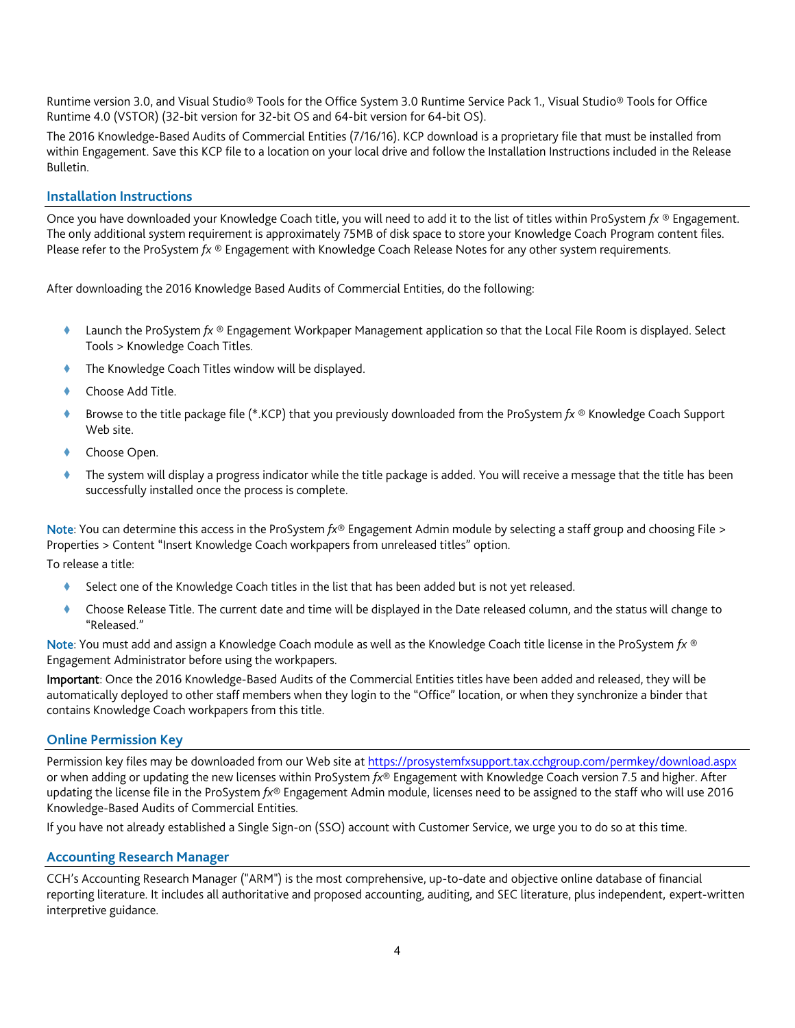Runtime version 3.0, and Visual Studio® Tools for the Office System 3.0 Runtime Service Pack 1., Visual Studio® Tools for Office Runtime 4.0 (VSTOR) (32-bit version for 32-bit OS and 64-bit version for 64-bit OS).

The 2016 Knowledge-Based Audits of Commercial Entities (7/16/16). KCP download is a proprietary file that must be installed from within Engagement. Save this KCP file to a location on your local drive and follow the Installation Instructions included in the Release Bulletin.

## Installation Instructions

Once you have downloaded your Knowledge Coach title, you will need to add it to the list of titles within ProSystem *fx* ® Engagement. The only additional system requirement is approximately 75MB of disk space to store your Knowledge Coach Program content files. Please refer to the ProSystem *fx* ® Engagement with Knowledge Coach Release Notes for any other system requirements.

After downloading the 2016 Knowledge Based Audits of Commercial Entities, do the following:

- Launch the ProSystem *fx* ® Engagement Workpaper Management application so that the Local File Room is displayed. Select Tools > Knowledge Coach Titles.
- The Knowledge Coach Titles window will be displayed.
- Choose Add Title.
- Browse to the title package file (*.KCP) that you previously downloaded from the ProSystem *fx* ® Knowledge Coach Support Web site.
- Choose Open.
- The system will display a progress indicator while the title package is added. You will receive a message that the title has been successfully installed once the process is complete.

**Note**: You can determine this access in the ProSystem *fx*® Engagement Admin module by selecting a staff group and choosing File > Properties > Content "Insert Knowledge Coach workpapers from unreleased titles" option.

To release a title:

- Select one of the Knowledge Coach titles in the list that has been added but is not yet released.
- Choose Release Title. The current date and time will be displayed in the Date released column, and the status will change to "Released."

**Note**: You must add and assign a Knowledge Coach module as well as the Knowledge Coach title license in the ProSystem *fx* ® Engagement Administrator before using the workpapers.

**Important**: Once the 2016 Knowledge-Based Audits of the Commercial Entities titles have been added and released, they will be automatically deployed to other staff members when they login to the "Office" location, or when they synchronize a binder that contains Knowledge Coach workpapers from this title.

## Online Permission Key

Permission key files may be downloaded from our Web site at https://prosystemfxsupport.tax.cchgroup.com/permkey/download.aspx or when adding or updating the new licenses within ProSystem *fx*® Engagement with Knowledge Coach version 7.5 and higher. After updating the license file in the ProSystem *fx*® Engagement Admin module, licenses need to be assigned to the staff who will use 2016 Knowledge-Based Audits of Commercial Entities.

If you have not already established a Single Sign-on (SSO) account with Customer Service, we urge you to do so at this time.

## Accounting Research Manager

CCH's Accounting Research Manager ("ARM") is the most comprehensive, up-to-date and objective online database of financial reporting literature. It includes all authoritative and proposed accounting, auditing, and SEC literature, plus independent, expert-written interpretive guidance.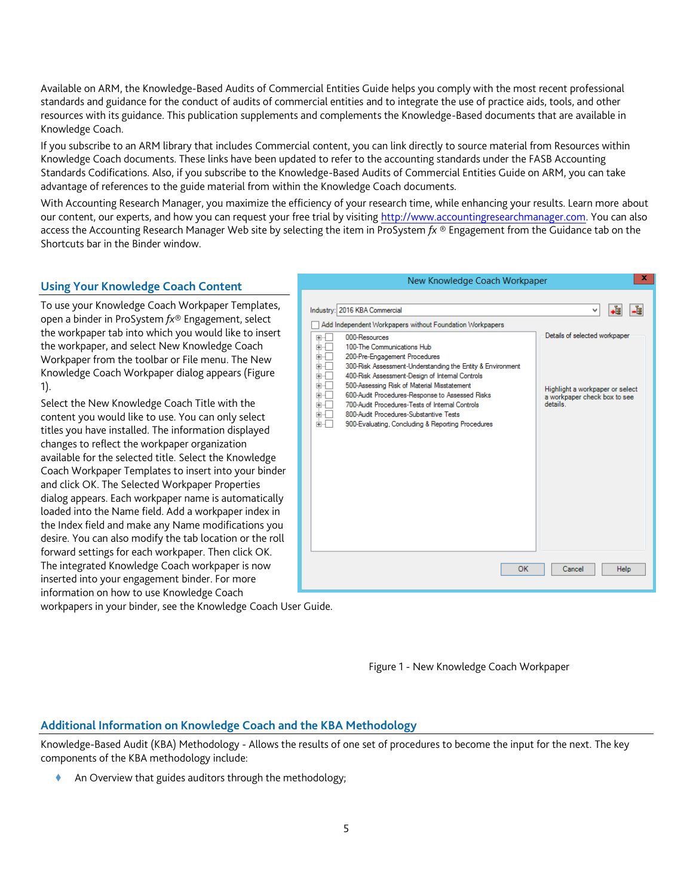Available on ARM, the Knowledge-Based Audits of Commercial Entities Guide helps you comply with the most recent professional standards and guidance for the conduct of audits of commercial entities and to integrate the use of practice aids, tools, and other resources with its guidance. This publication supplements and complements the Knowledge-Based documents that are available in Knowledge Coach.

If you subscribe to an ARM library that includes Commercial content, you can link directly to source material from Resources within Knowledge Coach documents. These links have been updated to refer to the accounting standards under the FASB Accounting Standards Codifications. Also, if you subscribe to the Knowledge-Based Audits of Commercial Entities Guide on ARM, you can take advantage of references to the guide material from within the Knowledge Coach documents.

With Accounting Research Manager, you maximize the efficiency of your research time, while enhancing your results. Learn more about our content, our experts, and how you can request your free trial by visiting http://www.accountingresearchmanager.com. You can also access the Accounting Research Manager Web site by selecting the item in ProSystem *fx* ® Engagement from the Guidance tab on the Shortcuts bar in the Binder window.

## Using Your Knowledge Coach Content

To use your Knowledge Coach Workpaper Templates, open a binder in ProSystem *fx*® Engagement, select the workpaper tab into which you would like to insert the workpaper, and select New Knowledge Coach Workpaper from the toolbar or File menu. The New Knowledge Coach Workpaper dialog appears (Figure 1).

Select the New Knowledge Coach Title with the content you would like to use. You can only select titles you have installed. The information displayed changes to reflect the workpaper organization available for the selected title. Select the Knowledge Coach Workpaper Templates to insert into your binder and click OK. The Selected Workpaper Properties dialog appears. Each workpaper name is automatically loaded into the Name field. Add a workpaper index in the Index field and make any Name modifications you desire. You can also modify the tab location or the roll forward settings for each workpaper. Then click OK. The integrated Knowledge Coach workpaper is now inserted into your engagement binder. For more information on how to use Knowledge Coach workpapers in your binder, see the Knowledge Coach User Guide.

New Knowledge Coach Workpaper

Industry: 2016 KBA Commercial

Add Independent Workpapers without Foundation Workpapers

- 000-Resources
- 100-The Communications Hub
- 200-Pre-Engagement Procedures
- 300-Risk Assessment-Understanding the Entity & Environment
- 400-Risk Assessment-Design of Internal Controls
- 500-Assessing Risk of Material Misstatement
- 600-Audit Procedures-Response to Assessed Risks
- 700-Audit Procedures-Tests of Internal Controls
- 800-Audit Procedures-Substantive Tests
- 900-Evaluating, Concluding & Reporting Procedures

Details of selected workpaper

Highlight a workpaper or select a workpaper check box to see details.

OK | Cancel | Help

Figure 1 - New Knowledge Coach Workpaper

## Additional Information on Knowledge Coach and the KBA Methodology

Knowledge-Based Audit (KBA) Methodology - Allows the results of one set of procedures to become the input for the next. The key components of the KBA methodology include:

- An Overview that guides auditors through the methodology;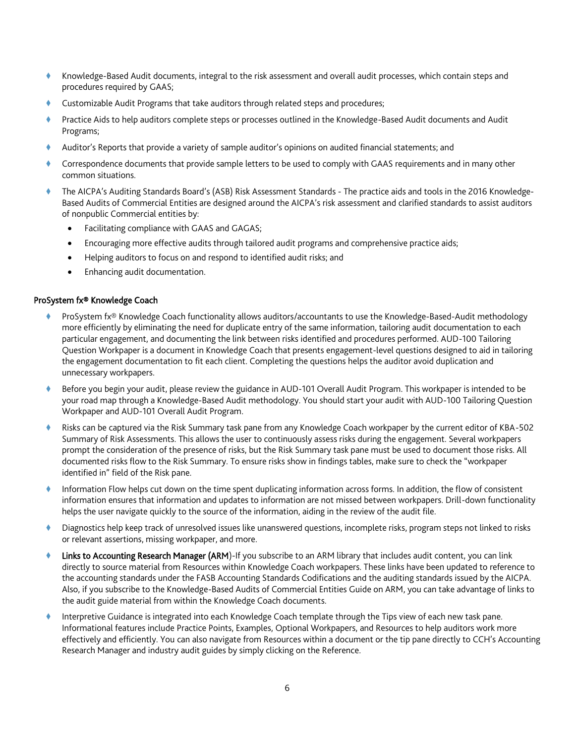- Knowledge-Based Audit documents, integral to the risk assessment and overall audit processes, which contain steps and procedures required by GAAS;
- Customizable Audit Programs that take auditors through related steps and procedures;
- Practice Aids to help auditors complete steps or processes outlined in the Knowledge-Based Audit documents and Audit Programs;
- Auditor's Reports that provide a variety of sample auditor's opinions on audited financial statements; and
- Correspondence documents that provide sample letters to be used to comply with GAAS requirements and in many other common situations.
- The AICPA's Auditing Standards Board's (ASB) Risk Assessment Standards - The practice aids and tools in the 2016 Knowledge-Based Audits of Commercial Entities are designed around the AICPA's risk assessment and clarified standards to assist auditors of nonpublic Commercial entities by:
  - Facilitating compliance with GAAS and GAGAS;
  - Encouraging more effective audits through tailored audit programs and comprehensive practice aids;
  - Helping auditors to focus on and respond to identified audit risks; and
  - Enhancing audit documentation.

### ProSystem fx® Knowledge Coach

- ProSystem fx® Knowledge Coach functionality allows auditors/accountants to use the Knowledge-Based-Audit methodology more efficiently by eliminating the need for duplicate entry of the same information, tailoring audit documentation to each particular engagement, and documenting the link between risks identified and procedures performed. AUD-100 Tailoring Question Workpaper is a document in Knowledge Coach that presents engagement-level questions designed to aid in tailoring the engagement documentation to fit each client. Completing the questions helps the auditor avoid duplication and unnecessary workpapers.
- Before you begin your audit, please review the guidance in AUD-101 Overall Audit Program. This workpaper is intended to be your road map through a Knowledge-Based Audit methodology. You should start your audit with AUD-100 Tailoring Question Workpaper and AUD-101 Overall Audit Program.
- Risks can be captured via the Risk Summary task pane from any Knowledge Coach workpaper by the current editor of KBA-502 Summary of Risk Assessments. This allows the user to continuously assess risks during the engagement. Several workpapers prompt the consideration of the presence of risks, but the Risk Summary task pane must be used to document those risks. All documented risks flow to the Risk Summary. To ensure risks show in findings tables, make sure to check the "workpaper identified in" field of the Risk pane.
- Information Flow helps cut down on the time spent duplicating information across forms. In addition, the flow of consistent information ensures that information and updates to information are not missed between workpapers. Drill-down functionality helps the user navigate quickly to the source of the information, aiding in the review of the audit file.
- Diagnostics help keep track of unresolved issues like unanswered questions, incomplete risks, program steps not linked to risks or relevant assertions, missing workpaper, and more.
- **Links to Accounting Research Manager (ARM)**-If you subscribe to an ARM library that includes audit content, you can link directly to source material from Resources within Knowledge Coach workpapers. These links have been updated to reference to the accounting standards under the FASB Accounting Standards Codifications and the auditing standards issued by the AICPA. Also, if you subscribe to the Knowledge-Based Audits of Commercial Entities Guide on ARM, you can take advantage of links to the audit guide material from within the Knowledge Coach documents.
- Interpretive Guidance is integrated into each Knowledge Coach template through the Tips view of each new task pane. Informational features include Practice Points, Examples, Optional Workpapers, and Resources to help auditors work more effectively and efficiently. You can also navigate from Resources within a document or the tip pane directly to CCH's Accounting Research Manager and industry audit guides by simply clicking on the Reference.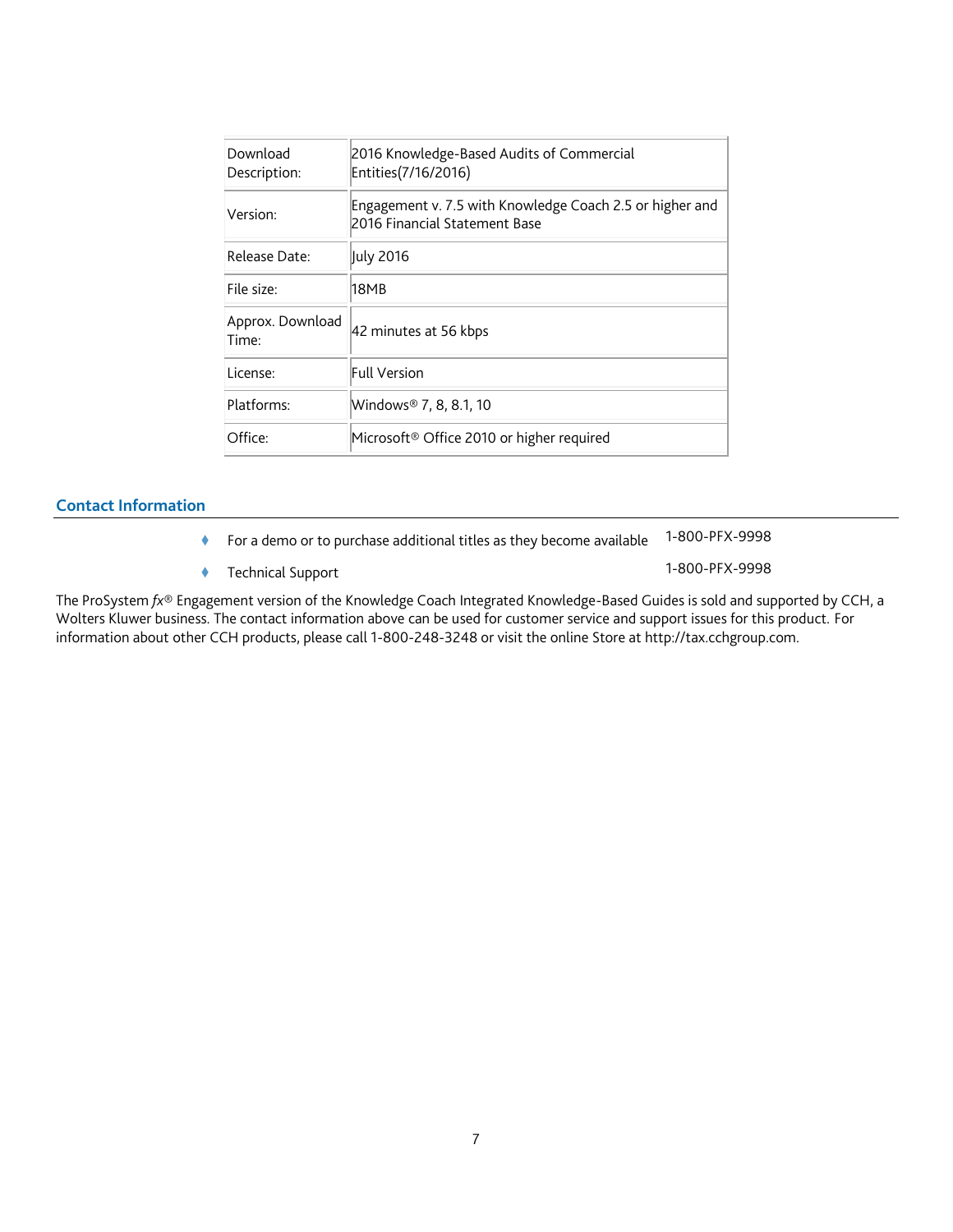| | |
|---|---|
| Download Description: | 2016 Knowledge-Based Audits of Commercial Entities(7/16/2016) |
| Version: | Engagement v. 7.5 with Knowledge Coach 2.5 or higher and 2016 Financial Statement Base |
| Release Date: | July 2016 |
| File size: | 18MB |
| Approx. Download Time: | 42 minutes at 56 kbps |
| License: | Full Version |
| Platforms: | Windows® 7, 8, 8.1, 10 |
| Office: | Microsoft® Office 2010 or higher required |

## Contact Information

- For a demo or to purchase additional titles as they become available    1-800-PFX-9998
- Technical Support    1-800-PFX-9998

The ProSystem *fx*® Engagement version of the Knowledge Coach Integrated Knowledge-Based Guides is sold and supported by CCH, a Wolters Kluwer business. The contact information above can be used for customer service and support issues for this product. For information about other CCH products, please call 1-800-248-3248 or visit the online Store at http://tax.cchgroup.com.